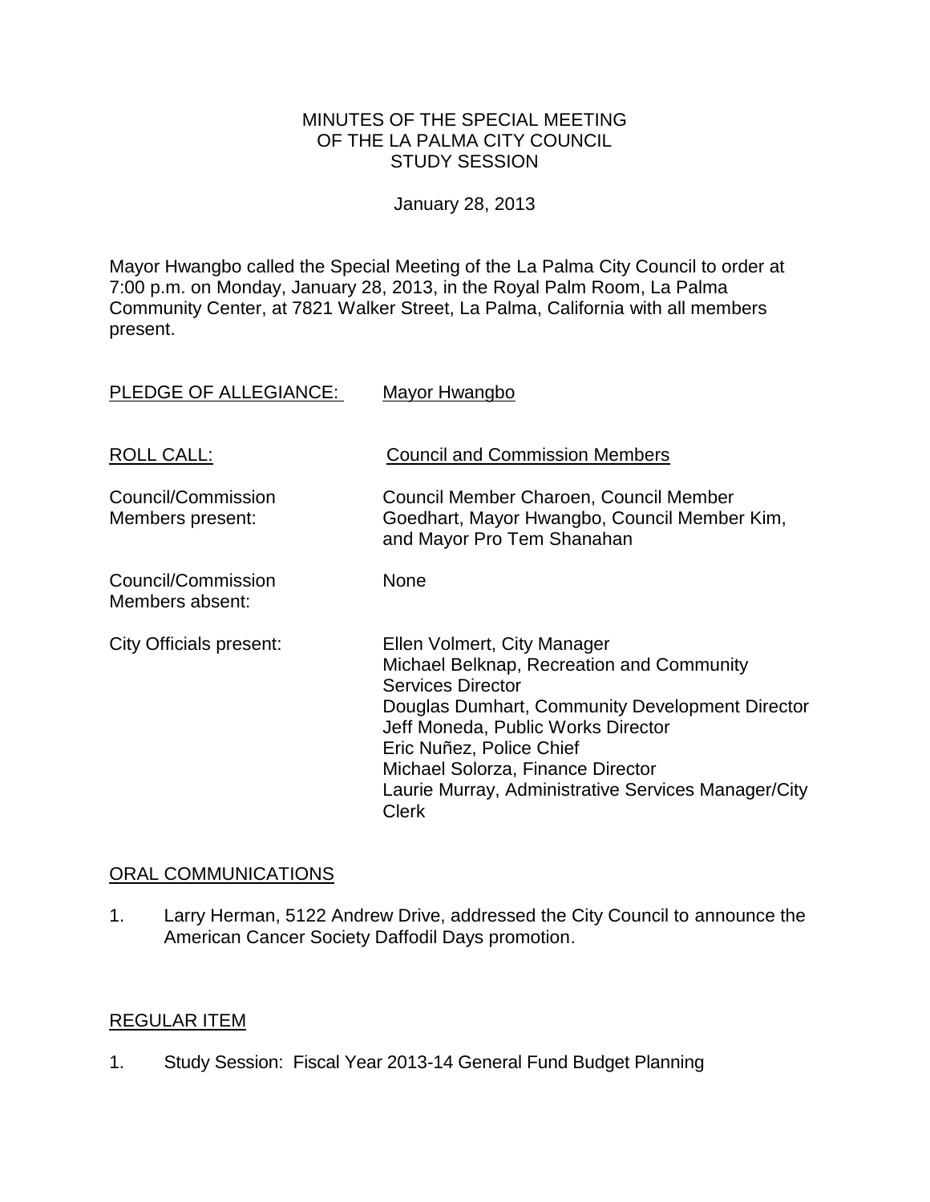# MINUTES OF THE SPECIAL MEETING OF THE LA PALMA CITY COUNCIL STUDY SESSION

January 28, 2013

Mayor Hwangbo called the Special Meeting of the La Palma City Council to order at 7:00 p.m. on Monday, January 28, 2013, in the Royal Palm Room, La Palma Community Center, at 7821 Walker Street, La Palma, California with all members present.

| | |
|---|---|
| PLEDGE OF ALLEGIANCE: | Mayor Hwangbo |
| ROLL CALL: | Council and Commission Members |
| Council/Commission Members present: | Council Member Charoen, Council Member Goedhart, Mayor Hwangbo, Council Member Kim, and Mayor Pro Tem Shanahan |
| Council/Commission Members absent: | None |
| City Officials present: | Ellen Volmert, City Manager<br>Michael Belknap, Recreation and Community Services Director<br>Douglas Dumhart, Community Development Director<br>Jeff Moneda, Public Works Director<br>Eric Nuñez, Police Chief<br>Michael Solorza, Finance Director<br>Laurie Murray, Administrative Services Manager/City Clerk |

## ORAL COMMUNICATIONS

1. Larry Herman, 5122 Andrew Drive, addressed the City Council to announce the American Cancer Society Daffodil Days promotion.

## REGULAR ITEM

1. Study Session: Fiscal Year 2013-14 General Fund Budget Planning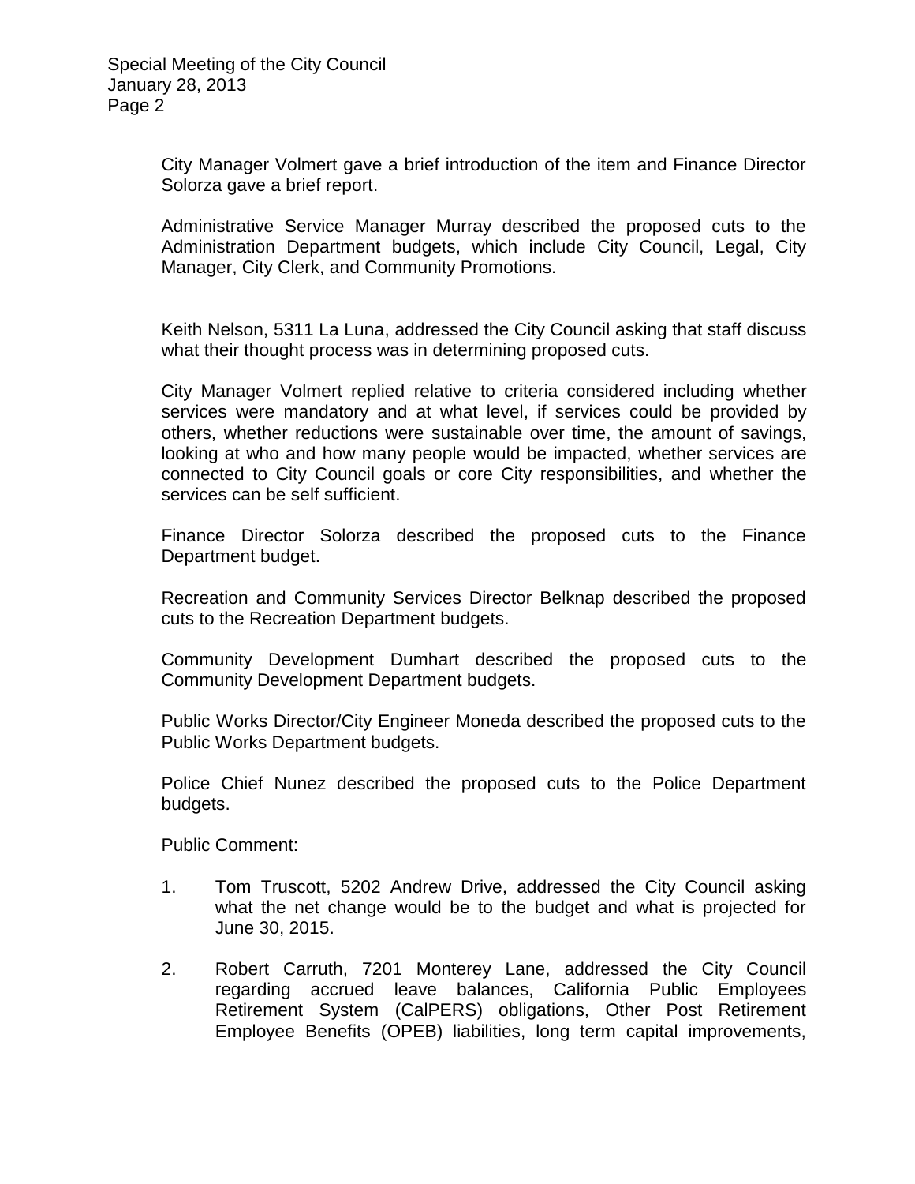City Manager Volmert gave a brief introduction of the item and Finance Director Solorza gave a brief report.

Administrative Service Manager Murray described the proposed cuts to the Administration Department budgets, which include City Council, Legal, City Manager, City Clerk, and Community Promotions.

Keith Nelson, 5311 La Luna, addressed the City Council asking that staff discuss what their thought process was in determining proposed cuts.

City Manager Volmert replied relative to criteria considered including whether services were mandatory and at what level, if services could be provided by others, whether reductions were sustainable over time, the amount of savings, looking at who and how many people would be impacted, whether services are connected to City Council goals or core City responsibilities, and whether the services can be self sufficient.

Finance Director Solorza described the proposed cuts to the Finance Department budget.

Recreation and Community Services Director Belknap described the proposed cuts to the Recreation Department budgets.

Community Development Dumhart described the proposed cuts to the Community Development Department budgets.

Public Works Director/City Engineer Moneda described the proposed cuts to the Public Works Department budgets.

Police Chief Nunez described the proposed cuts to the Police Department budgets.

Public Comment:

1. Tom Truscott, 5202 Andrew Drive, addressed the City Council asking what the net change would be to the budget and what is projected for June 30, 2015.

2. Robert Carruth, 7201 Monterey Lane, addressed the City Council regarding accrued leave balances, California Public Employees Retirement System (CalPERS) obligations, Other Post Retirement Employee Benefits (OPEB) liabilities, long term capital improvements,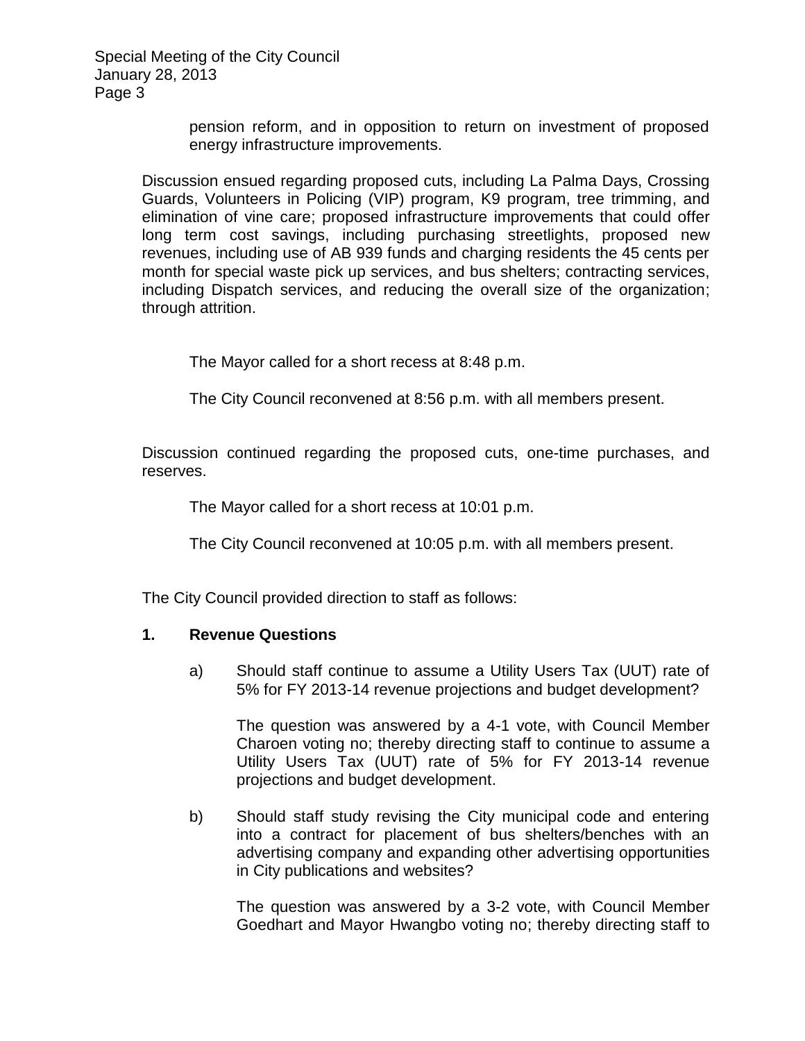pension reform, and in opposition to return on investment of proposed energy infrastructure improvements.

Discussion ensued regarding proposed cuts, including La Palma Days, Crossing Guards, Volunteers in Policing (VIP) program, K9 program, tree trimming, and elimination of vine care; proposed infrastructure improvements that could offer long term cost savings, including purchasing streetlights, proposed new revenues, including use of AB 939 funds and charging residents the 45 cents per month for special waste pick up services, and bus shelters; contracting services, including Dispatch services, and reducing the overall size of the organization; through attrition.

The Mayor called for a short recess at 8:48 p.m.

The City Council reconvened at 8:56 p.m. with all members present.

Discussion continued regarding the proposed cuts, one-time purchases, and reserves.

The Mayor called for a short recess at 10:01 p.m.

The City Council reconvened at 10:05 p.m. with all members present.

The City Council provided direction to staff as follows:

**1. Revenue Questions**

a) Should staff continue to assume a Utility Users Tax (UUT) rate of 5% for FY 2013-14 revenue projections and budget development?

The question was answered by a 4-1 vote, with Council Member Charoen voting no; thereby directing staff to continue to assume a Utility Users Tax (UUT) rate of 5% for FY 2013-14 revenue projections and budget development.

b) Should staff study revising the City municipal code and entering into a contract for placement of bus shelters/benches with an advertising company and expanding other advertising opportunities in City publications and websites?

The question was answered by a 3-2 vote, with Council Member Goedhart and Mayor Hwangbo voting no; thereby directing staff to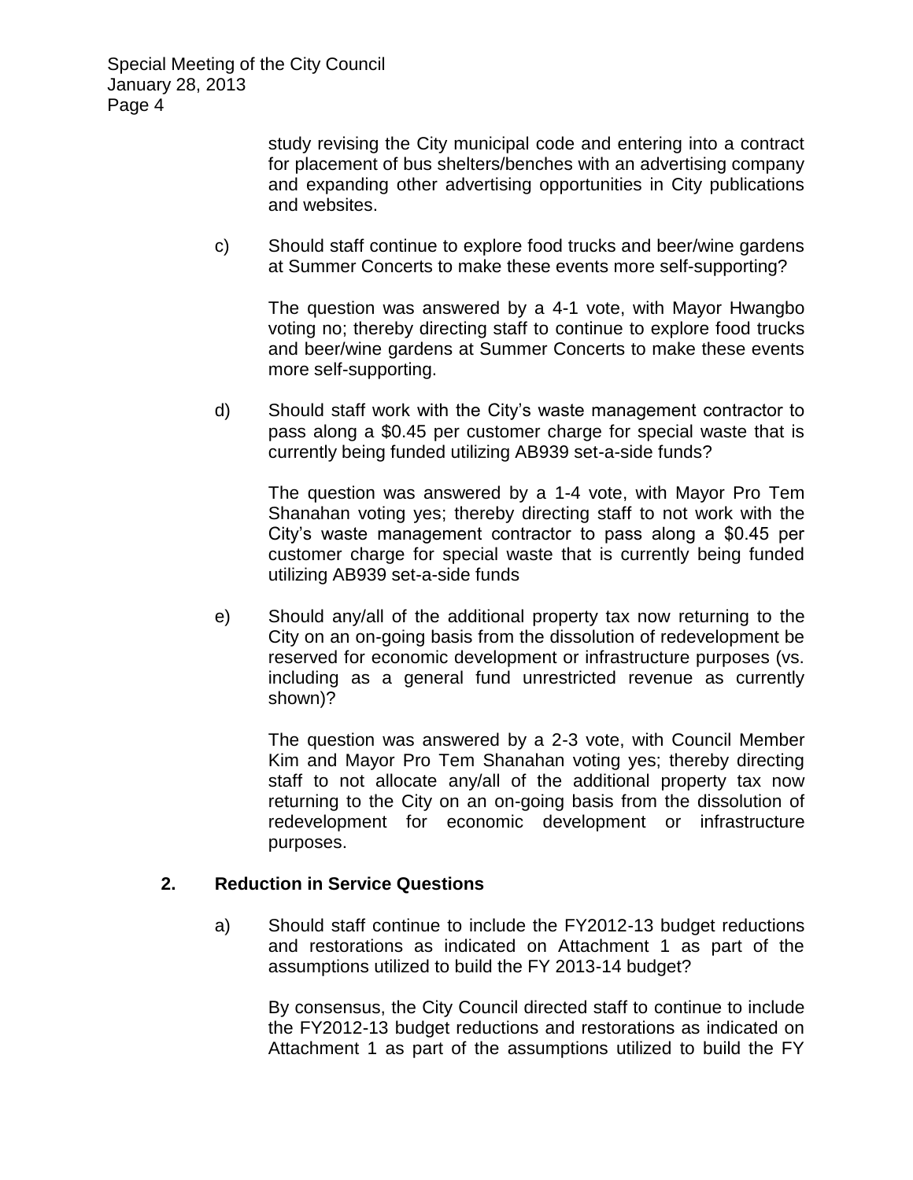study revising the City municipal code and entering into a contract for placement of bus shelters/benches with an advertising company and expanding other advertising opportunities in City publications and websites.

c) Should staff continue to explore food trucks and beer/wine gardens at Summer Concerts to make these events more self-supporting?

The question was answered by a 4-1 vote, with Mayor Hwangbo voting no; thereby directing staff to continue to explore food trucks and beer/wine gardens at Summer Concerts to make these events more self-supporting.

d) Should staff work with the City's waste management contractor to pass along a $0.45 per customer charge for special waste that is currently being funded utilizing AB939 set-a-side funds?

The question was answered by a 1-4 vote, with Mayor Pro Tem Shanahan voting yes; thereby directing staff to not work with the City's waste management contractor to pass along a $0.45 per customer charge for special waste that is currently being funded utilizing AB939 set-a-side funds

e) Should any/all of the additional property tax now returning to the City on an on-going basis from the dissolution of redevelopment be reserved for economic development or infrastructure purposes (vs. including as a general fund unrestricted revenue as currently shown)?

The question was answered by a 2-3 vote, with Council Member Kim and Mayor Pro Tem Shanahan voting yes; thereby directing staff to not allocate any/all of the additional property tax now returning to the City on an on-going basis from the dissolution of redevelopment for economic development or infrastructure purposes.

**2. Reduction in Service Questions**

a) Should staff continue to include the FY2012-13 budget reductions and restorations as indicated on Attachment 1 as part of the assumptions utilized to build the FY 2013-14 budget?

By consensus, the City Council directed staff to continue to include the FY2012-13 budget reductions and restorations as indicated on Attachment 1 as part of the assumptions utilized to build the FY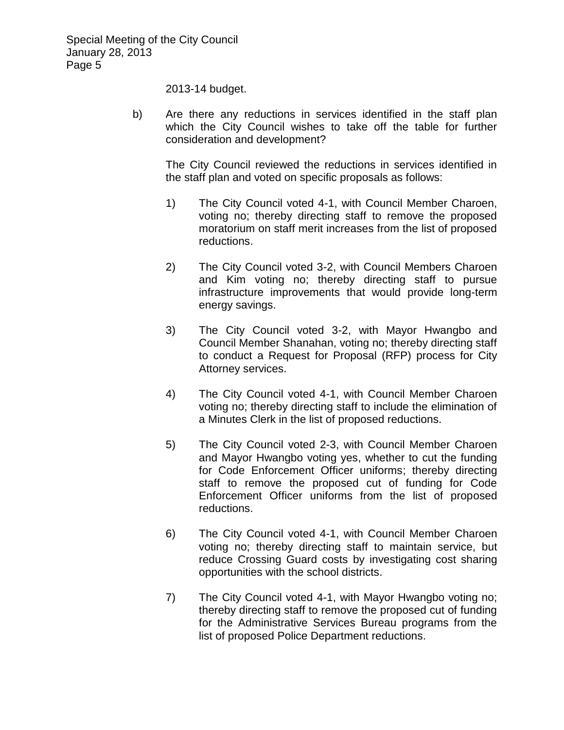2013-14 budget.

b) Are there any reductions in services identified in the staff plan which the City Council wishes to take off the table for further consideration and development?

   The City Council reviewed the reductions in services identified in the staff plan and voted on specific proposals as follows:

   1) The City Council voted 4-1, with Council Member Charoen, voting no; thereby directing staff to remove the proposed moratorium on staff merit increases from the list of proposed reductions.

   2) The City Council voted 3-2, with Council Members Charoen and Kim voting no; thereby directing staff to pursue infrastructure improvements that would provide long-term energy savings.

   3) The City Council voted 3-2, with Mayor Hwangbo and Council Member Shanahan, voting no; thereby directing staff to conduct a Request for Proposal (RFP) process for City Attorney services.

   4) The City Council voted 4-1, with Council Member Charoen voting no; thereby directing staff to include the elimination of a Minutes Clerk in the list of proposed reductions.

   5) The City Council voted 2-3, with Council Member Charoen and Mayor Hwangbo voting yes, whether to cut the funding for Code Enforcement Officer uniforms; thereby directing staff to remove the proposed cut of funding for Code Enforcement Officer uniforms from the list of proposed reductions.

   6) The City Council voted 4-1, with Council Member Charoen voting no; thereby directing staff to maintain service, but reduce Crossing Guard costs by investigating cost sharing opportunities with the school districts.

   7) The City Council voted 4-1, with Mayor Hwangbo voting no; thereby directing staff to remove the proposed cut of funding for the Administrative Services Bureau programs from the list of proposed Police Department reductions.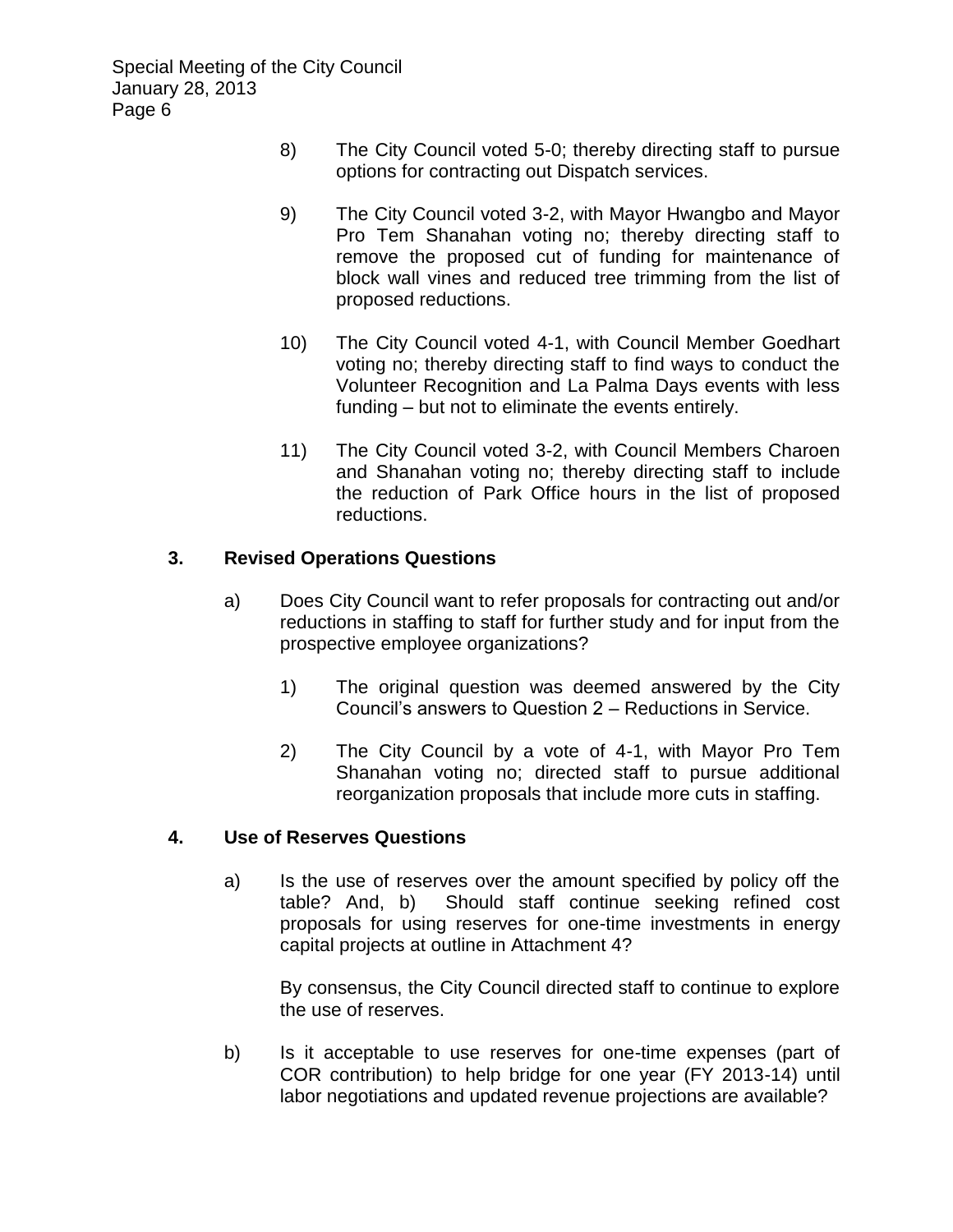8) The City Council voted 5-0; thereby directing staff to pursue options for contracting out Dispatch services.

9) The City Council voted 3-2, with Mayor Hwangbo and Mayor Pro Tem Shanahan voting no; thereby directing staff to remove the proposed cut of funding for maintenance of block wall vines and reduced tree trimming from the list of proposed reductions.

10) The City Council voted 4-1, with Council Member Goedhart voting no; thereby directing staff to find ways to conduct the Volunteer Recognition and La Palma Days events with less funding – but not to eliminate the events entirely.

11) The City Council voted 3-2, with Council Members Charoen and Shanahan voting no; thereby directing staff to include the reduction of Park Office hours in the list of proposed reductions.

### 3. Revised Operations Questions

a) Does City Council want to refer proposals for contracting out and/or reductions in staffing to staff for further study and for input from the prospective employee organizations?

1) The original question was deemed answered by the City Council's answers to Question 2 – Reductions in Service.

2) The City Council by a vote of 4-1, with Mayor Pro Tem Shanahan voting no; directed staff to pursue additional reorganization proposals that include more cuts in staffing.

### 4. Use of Reserves Questions

a) Is the use of reserves over the amount specified by policy off the table? And, b) Should staff continue seeking refined cost proposals for using reserves for one-time investments in energy capital projects at outline in Attachment 4?

By consensus, the City Council directed staff to continue to explore the use of reserves.

b) Is it acceptable to use reserves for one-time expenses (part of COR contribution) to help bridge for one year (FY 2013-14) until labor negotiations and updated revenue projections are available?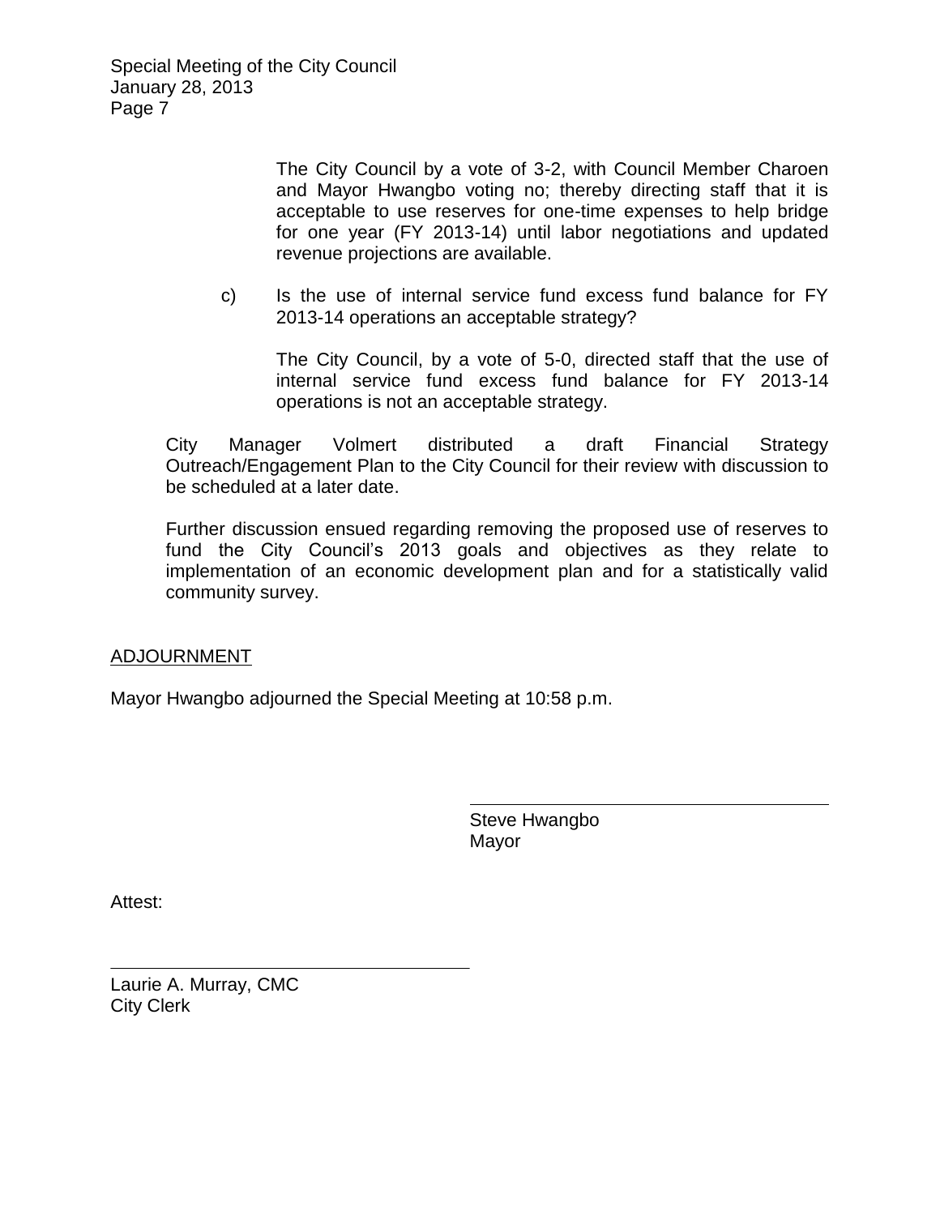The City Council by a vote of 3-2, with Council Member Charoen and Mayor Hwangbo voting no; thereby directing staff that it is acceptable to use reserves for one-time expenses to help bridge for one year (FY 2013-14) until labor negotiations and updated revenue projections are available.

c) Is the use of internal service fund excess fund balance for FY 2013-14 operations an acceptable strategy?

The City Council, by a vote of 5-0, directed staff that the use of internal service fund excess fund balance for FY 2013-14 operations is not an acceptable strategy.

City Manager Volmert distributed a draft Financial Strategy Outreach/Engagement Plan to the City Council for their review with discussion to be scheduled at a later date.

Further discussion ensued regarding removing the proposed use of reserves to fund the City Council's 2013 goals and objectives as they relate to implementation of an economic development plan and for a statistically valid community survey.

ADJOURNMENT

Mayor Hwangbo adjourned the Special Meeting at 10:58 p.m.

Steve Hwangbo
Mayor

Attest:

Laurie A. Murray, CMC
City Clerk